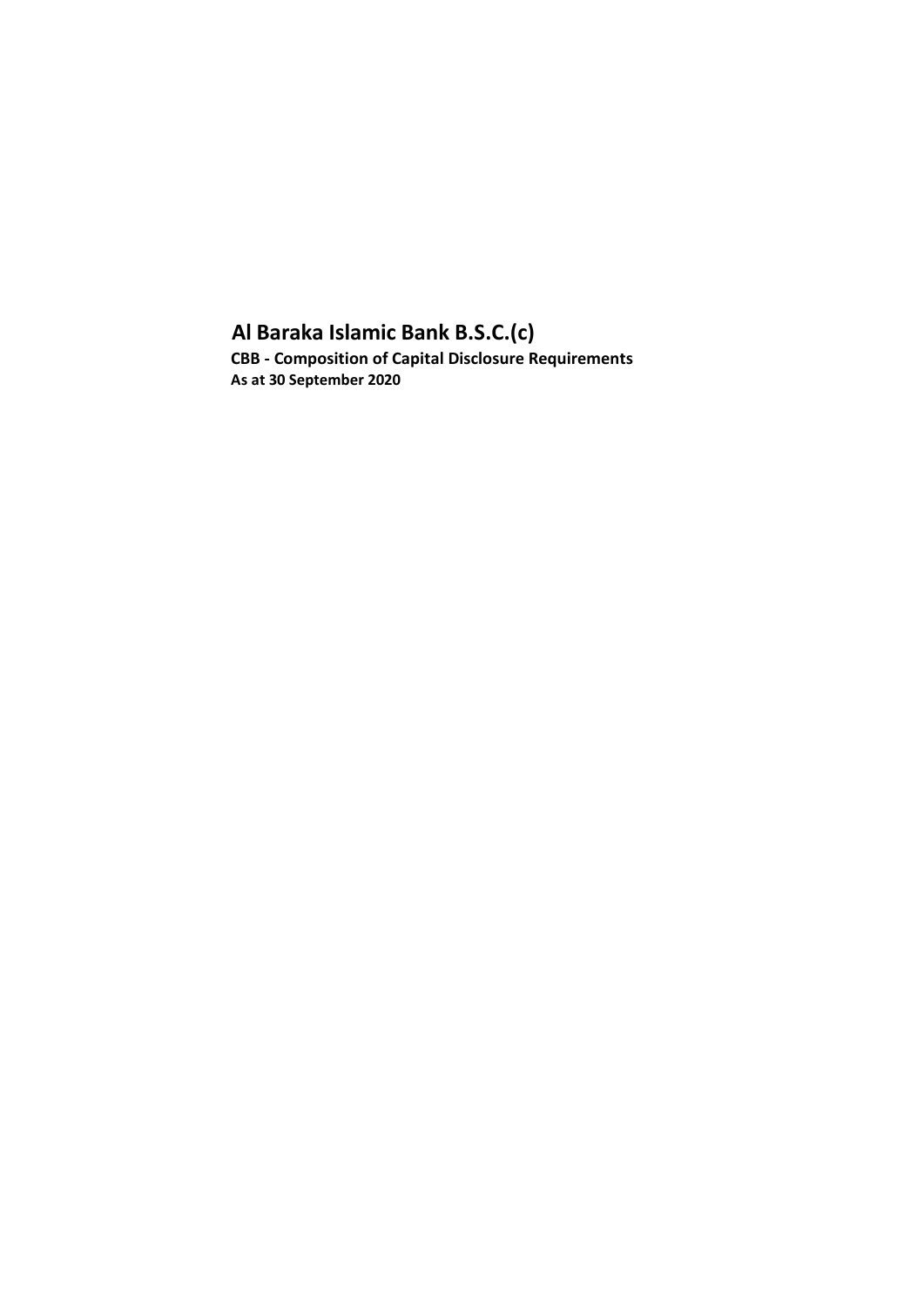# Al Baraka Islamic Bank B.S.C.(c)

**CBB - Composition of Capital Disclosure Requirements**

**As at 30 September 2020**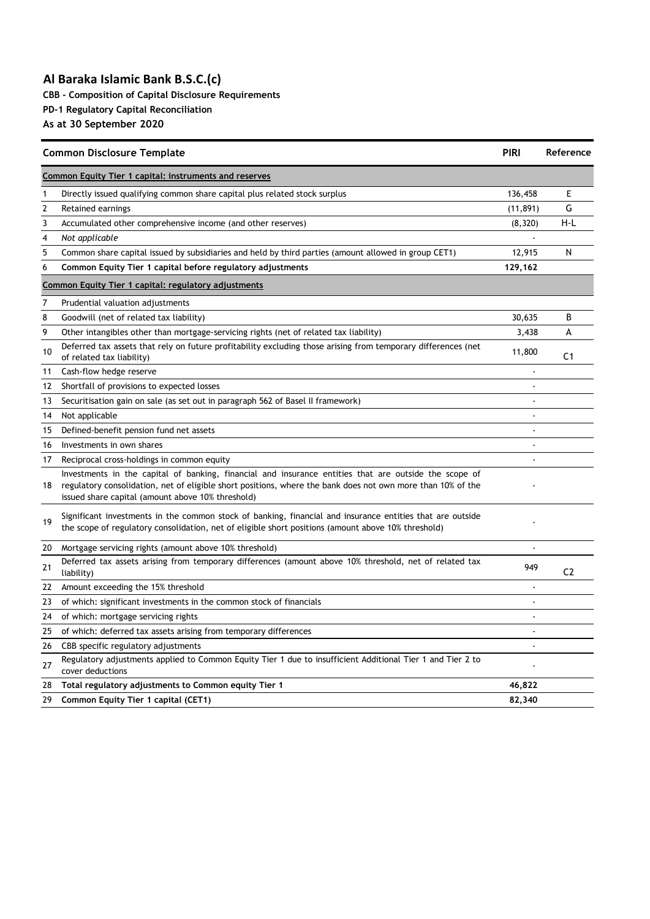# Al Baraka Islamic Bank B.S.C.(c)

**CBB - Composition of Capital Disclosure Requirements**

**PD-1 Regulatory Capital Reconciliation**

**As at 30 September 2020**

| | Common Disclosure Template | PIRI | Reference |
|---|---|---|---|
| | **Common Equity Tier 1 capital: instruments and reserves** | | |
| 1 | Directly issued qualifying common share capital plus related stock surplus | 136,458 | E |
| 2 | Retained earnings | (11,891) | G |
| 3 | Accumulated other comprehensive income (and other reserves) | (8,320) | H-L |
| 4 | *Not applicable* | - | |
| 5 | Common share capital issued by subsidiaries and held by third parties (amount allowed in group CET1) | 12,915 | N |
| 6 | **Common Equity Tier 1 capital before regulatory adjustments** | **129,162** | |
| | **Common Equity Tier 1 capital: regulatory adjustments** | | |
| 7 | Prudential valuation adjustments | | |
| 8 | Goodwill (net of related tax liability) | 30,635 | B |
| 9 | Other intangibles other than mortgage-servicing rights (net of related tax liability) | 3,438 | A |
| 10 | Deferred tax assets that rely on future profitability excluding those arising from temporary differences (net of related tax liability) | 11,800 | C1 |
| 11 | Cash-flow hedge reserve | - | |
| 12 | Shortfall of provisions to expected losses | - | |
| 13 | Securitisation gain on sale (as set out in paragraph 562 of Basel II framework) | - | |
| 14 | Not applicable | - | |
| 15 | Defined-benefit pension fund net assets | - | |
| 16 | Investments in own shares | - | |
| 17 | Reciprocal cross-holdings in common equity | - | |
| 18 | Investments in the capital of banking, financial and insurance entities that are outside the scope of regulatory consolidation, net of eligible short positions, where the bank does not own more than 10% of the issued share capital (amount above 10% threshold) | - | |
| 19 | Significant investments in the common stock of banking, financial and insurance entities that are outside the scope of regulatory consolidation, net of eligible short positions (amount above 10% threshold) | - | |
| 20 | Mortgage servicing rights (amount above 10% threshold) | - | |
| 21 | Deferred tax assets arising from temporary differences (amount above 10% threshold, net of related tax liability) | 949 | C2 |
| 22 | Amount exceeding the 15% threshold | - | |
| 23 | of which: significant investments in the common stock of financials | - | |
| 24 | of which: mortgage servicing rights | - | |
| 25 | of which: deferred tax assets arising from temporary differences | - | |
| 26 | CBB specific regulatory adjustments | - | |
| 27 | Regulatory adjustments applied to Common Equity Tier 1 due to insufficient Additional Tier 1 and Tier 2 to cover deductions | - | |
| 28 | **Total regulatory adjustments to Common equity Tier 1** | **46,822** | |
| 29 | **Common Equity Tier 1 capital (CET1)** | **82,340** | |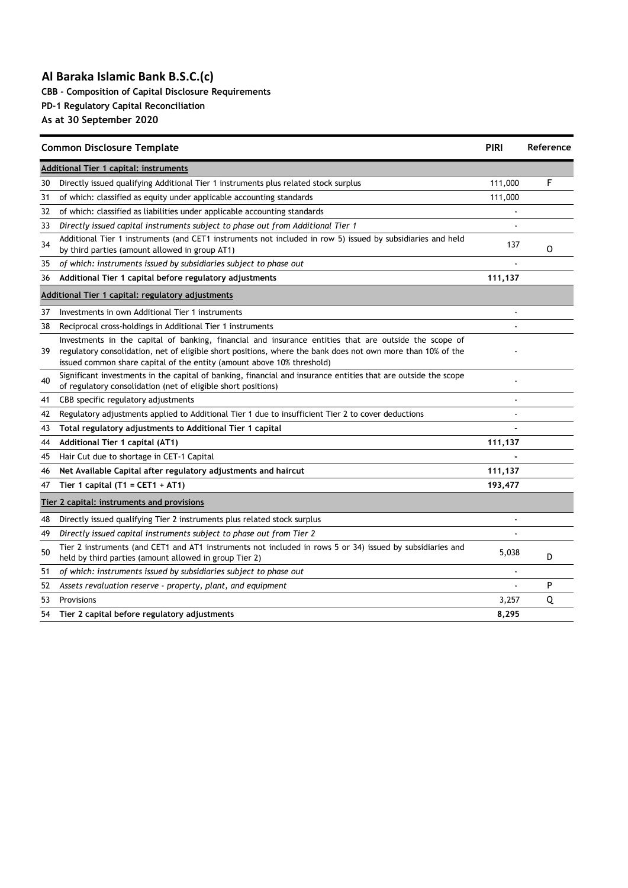## Al Baraka Islamic Bank B.S.C.(c)

**CBB - Composition of Capital Disclosure Requirements**

**PD-1 Regulatory Capital Reconciliation**

**As at 30 September 2020**

| | Common Disclosure Template | PIRI | Reference |
|---|---|---|---|
| | **Additional Tier 1 capital: instruments** | | |
| 30 | Directly issued qualifying Additional Tier 1 instruments plus related stock surplus | 111,000 | F |
| 31 | of which: classified as equity under applicable accounting standards | 111,000 | |
| 32 | of which: classified as liabilities under applicable accounting standards | - | |
| 33 | *Directly issued capital instruments subject to phase out from Additional Tier 1* | - | |
| 34 | Additional Tier 1 instruments (and CET1 instruments not included in row 5) issued by subsidiaries and held by third parties (amount allowed in group AT1) | 137 | O |
| 35 | *of which: instruments issued by subsidiaries subject to phase out* | - | |
| 36 | **Additional Tier 1 capital before regulatory adjustments** | **111,137** | |
| | **Additional Tier 1 capital: regulatory adjustments** | | |
| 37 | Investments in own Additional Tier 1 instruments | - | |
| 38 | Reciprocal cross-holdings in Additional Tier 1 instruments | - | |
| 39 | Investments in the capital of banking, financial and insurance entities that are outside the scope of regulatory consolidation, net of eligible short positions, where the bank does not own more than 10% of the issued common share capital of the entity (amount above 10% threshold) | - | |
| 40 | Significant investments in the capital of banking, financial and insurance entities that are outside the scope of regulatory consolidation (net of eligible short positions) | - | |
| 41 | CBB specific regulatory adjustments | - | |
| 42 | Regulatory adjustments applied to Additional Tier 1 due to insufficient Tier 2 to cover deductions | - | |
| 43 | **Total regulatory adjustments to Additional Tier 1 capital** | **-** | |
| 44 | **Additional Tier 1 capital (AT1)** | **111,137** | |
| 45 | Hair Cut due to shortage in CET-1 Capital | **-** | |
| 46 | **Net Available Capital after regulatory adjustments and haircut** | **111,137** | |
| 47 | **Tier 1 capital (T1 = CET1 + AT1)** | **193,477** | |
| | **Tier 2 capital: instruments and provisions** | | |
| 48 | Directly issued qualifying Tier 2 instruments plus related stock surplus | - | |
| 49 | *Directly issued capital instruments subject to phase out from Tier 2* | - | |
| 50 | Tier 2 instruments (and CET1 and AT1 instruments not included in rows 5 or 34) issued by subsidiaries and held by third parties (amount allowed in group Tier 2) | 5,038 | D |
| 51 | *of which: instruments issued by subsidiaries subject to phase out* | - | |
| 52 | *Assets revaluation reserve - property, plant, and equipment* | - | P |
| 53 | Provisions | 3,257 | Q |
| 54 | **Tier 2 capital before regulatory adjustments** | **8,295** | |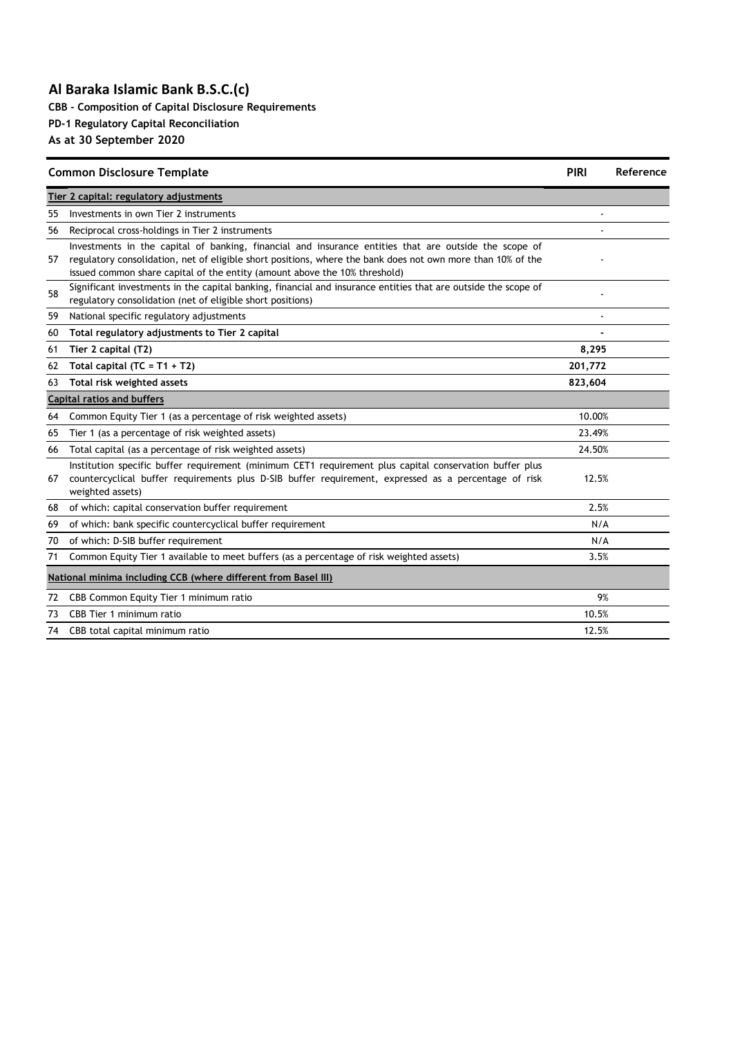## Al Baraka Islamic Bank B.S.C.(c)

**CBB - Composition of Capital Disclosure Requirements**

**PD-1 Regulatory Capital Reconciliation**

**As at 30 September 2020**

| | Common Disclosure Template | PIRI | Reference |
|---|---|---|---|
| | **Tier 2 capital: regulatory adjustments** | | |
| 55 | Investments in own Tier 2 instruments | - | |
| 56 | Reciprocal cross-holdings in Tier 2 instruments | - | |
| 57 | Investments in the capital of banking, financial and insurance entities that are outside the scope of regulatory consolidation, net of eligible short positions, where the bank does not own more than 10% of the issued common share capital of the entity (amount above the 10% threshold) | - | |
| 58 | Significant investments in the capital banking, financial and insurance entities that are outside the scope of regulatory consolidation (net of eligible short positions) | - | |
| 59 | National specific regulatory adjustments | - | |
| 60 | **Total regulatory adjustments to Tier 2 capital** | **-** | |
| 61 | **Tier 2 capital (T2)** | **8,295** | |
| 62 | **Total capital (TC = T1 + T2)** | **201,772** | |
| 63 | **Total risk weighted assets** | **823,604** | |
| | **Capital ratios and buffers** | | |
| 64 | Common Equity Tier 1 (as a percentage of risk weighted assets) | 10.00% | |
| 65 | Tier 1 (as a percentage of risk weighted assets) | 23.49% | |
| 66 | Total capital (as a percentage of risk weighted assets) | 24.50% | |
| 67 | Institution specific buffer requirement (minimum CET1 requirement plus capital conservation buffer plus countercyclical buffer requirements plus D-SIB buffer requirement, expressed as a percentage of risk weighted assets) | 12.5% | |
| 68 | of which: capital conservation buffer requirement | 2.5% | |
| 69 | of which: bank specific countercyclical buffer requirement | N/A | |
| 70 | of which: D-SIB buffer requirement | N/A | |
| 71 | Common Equity Tier 1 available to meet buffers (as a percentage of risk weighted assets) | 3.5% | |
| | **National minima including CCB (where different from Basel III)** | | |
| 72 | CBB Common Equity Tier 1 minimum ratio | 9% | |
| 73 | CBB Tier 1 minimum ratio | 10.5% | |
| 74 | CBB total capital minimum ratio | 12.5% | |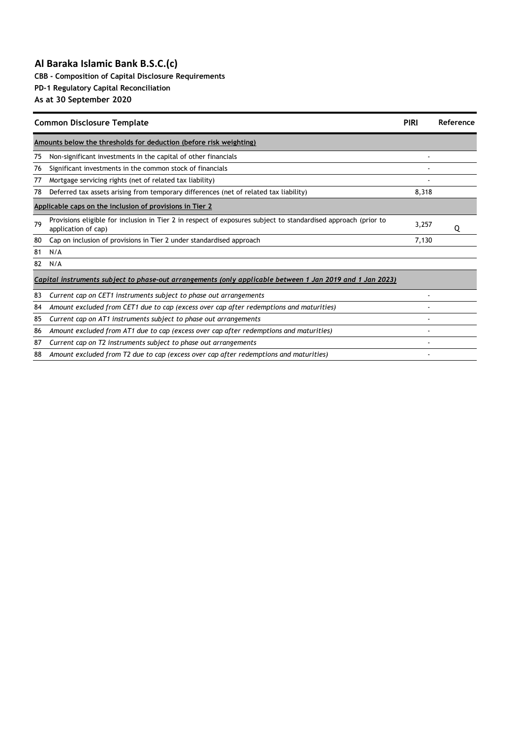# Al Baraka Islamic Bank B.S.C.(c)

**CBB - Composition of Capital Disclosure Requirements**

**PD-1 Regulatory Capital Reconciliation**

**As at 30 September 2020**

| | Common Disclosure Template | PIRI | Reference |
|---|---|---|---|
| | **Amounts below the thresholds for deduction (before risk weighting)** | | |
| 75 | Non-significant investments in the capital of other financials | - | |
| 76 | Significant investments in the common stock of financials | - | |
| 77 | Mortgage servicing rights (net of related tax liability) | - | |
| 78 | Deferred tax assets arising from temporary differences (net of related tax liability) | 8,318 | |
| | **Applicable caps on the inclusion of provisions in Tier 2** | | |
| 79 | Provisions eligible for inclusion in Tier 2 in respect of exposures subject to standardised approach (prior to application of cap) | 3,257 | Q |
| 80 | Cap on inclusion of provisions in Tier 2 under standardised approach | 7,130 | |
| 81 | N/A | | |
| 82 | N/A | | |
| | ***Capital instruments subject to phase-out arrangements (only applicable between 1 Jan 2019 and 1 Jan 2023)*** | | |
| 83 | *Current cap on CET1 instruments subject to phase out arrangements* | - | |
| 84 | *Amount excluded from CET1 due to cap (excess over cap after redemptions and maturities)* | - | |
| 85 | *Current cap on AT1 instruments subject to phase out arrangements* | - | |
| 86 | *Amount excluded from AT1 due to cap (excess over cap after redemptions and maturities)* | - | |
| 87 | *Current cap on T2 instruments subject to phase out arrangements* | - | |
| 88 | *Amount excluded from T2 due to cap (excess over cap after redemptions and maturities)* | - | |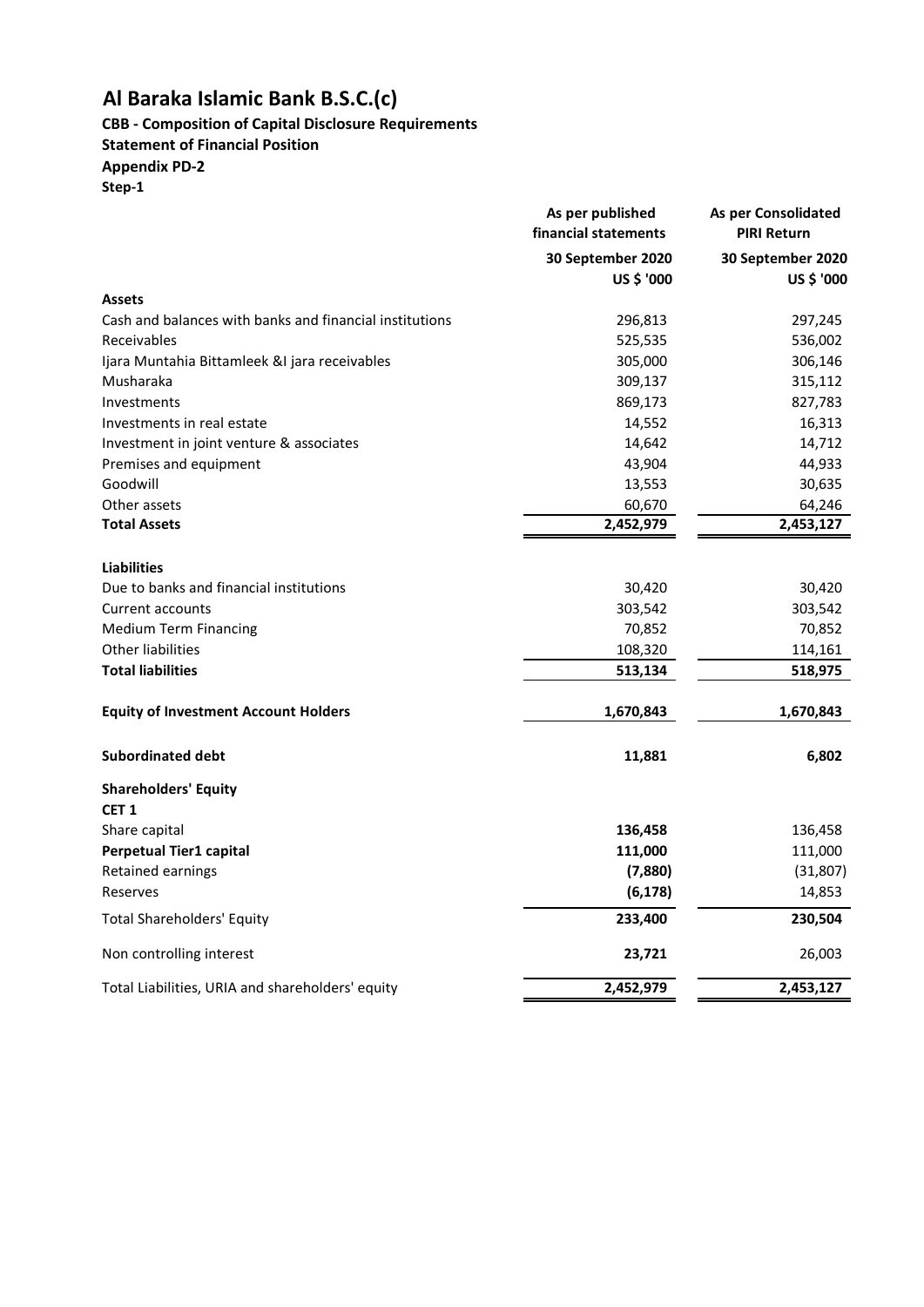# Al Baraka Islamic Bank B.S.C.(c)

**CBB - Composition of Capital Disclosure Requirements**
**Statement of Financial Position**
**Appendix PD-2**
**Step-1**

| | As per published financial statements | As per Consolidated PIRI Return |
|---|---|---|
| | **30 September 2020** | **30 September 2020** |
| | **US $ '000** | **US $ '000** |
| **Assets** | | |
| Cash and balances with banks and financial institutions | 296,813 | 297,245 |
| Receivables | 525,535 | 536,002 |
| Ijara Muntahia Bittamleek &I jara receivables | 305,000 | 306,146 |
| Musharaka | 309,137 | 315,112 |
| Investments | 869,173 | 827,783 |
| Investments in real estate | 14,552 | 16,313 |
| Investment in joint venture & associates | 14,642 | 14,712 |
| Premises and equipment | 43,904 | 44,933 |
| Goodwill | 13,553 | 30,635 |
| Other assets | 60,670 | 64,246 |
| **Total Assets** | **2,452,979** | **2,453,127** |
| | | |
| **Liabilities** | | |
| Due to banks and financial institutions | 30,420 | 30,420 |
| Current accounts | 303,542 | 303,542 |
| Medium Term Financing | 70,852 | 70,852 |
| Other liabilities | 108,320 | 114,161 |
| **Total liabilities** | **513,134** | **518,975** |
| | | |
| **Equity of Investment Account Holders** | **1,670,843** | **1,670,843** |
| | | |
| **Subordinated debt** | **11,881** | **6,802** |
| | | |
| **Shareholders' Equity** | | |
| **CET 1** | | |
| Share capital | **136,458** | 136,458 |
| **Perpetual Tier1 capital** | **111,000** | 111,000 |
| Retained earnings | **(7,880)** | (31,807) |
| Reserves | **(6,178)** | 14,853 |
| Total Shareholders' Equity | **233,400** | **230,504** |
| | | |
| Non controlling interest | **23,721** | 26,003 |
| | | |
| Total Liabilities, URIA and shareholders' equity | **2,452,979** | **2,453,127** |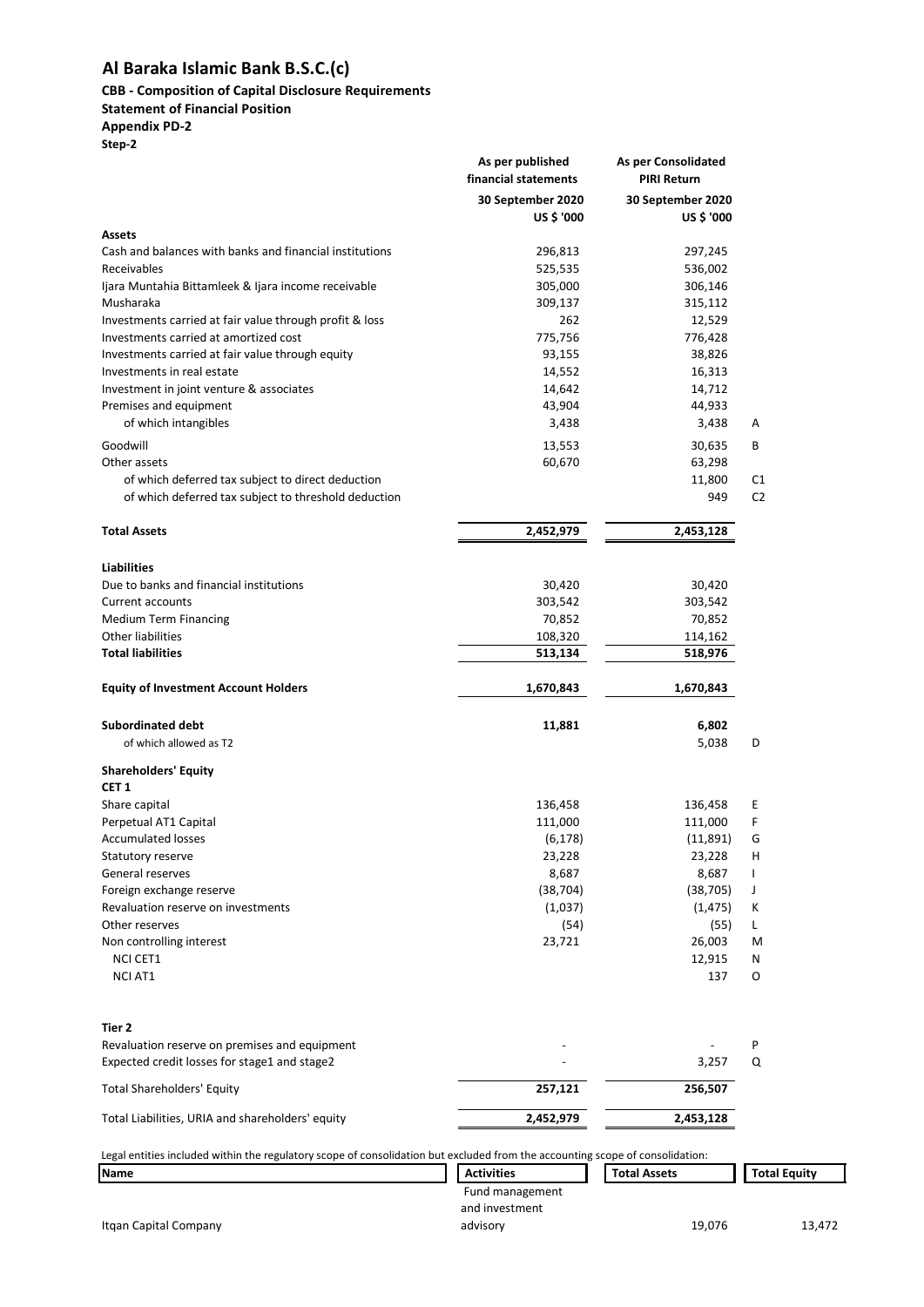## Al Baraka Islamic Bank B.S.C.(c)

### CBB - Composition of Capital Disclosure Requirements

### Statement of Financial Position

### Appendix PD-2

**Step-2**

| | As per published financial statements | As per Consolidated PIRI Return | |
|---|---|---|---|
| | 30 September 2020 | 30 September 2020 | |
| | US $ '000 | US $ '000 | |
| **Assets** | | | |
| Cash and balances with banks and financial institutions | 296,813 | 297,245 | |
| Receivables | 525,535 | 536,002 | |
| Ijara Muntahia Bittamleek & Ijara income receivable | 305,000 | 306,146 | |
| Musharaka | 309,137 | 315,112 | |
| Investments carried at fair value through profit & loss | 262 | 12,529 | |
| Investments carried at amortized cost | 775,756 | 776,428 | |
| Investments carried at fair value through equity | 93,155 | 38,826 | |
| Investments in real estate | 14,552 | 16,313 | |
| Investment in joint venture & associates | 14,642 | 14,712 | |
| Premises and equipment | 43,904 | 44,933 | |
| of which intangibles | 3,438 | 3,438 | A |
| Goodwill | 13,553 | 30,635 | B |
| Other assets | 60,670 | 63,298 | |
| of which deferred tax subject to direct deduction | | 11,800 | C1 |
| of which deferred tax subject to threshold deduction | | 949 | C2 |
| **Total Assets** | **2,452,979** | **2,453,128** | |
| **Liabilities** | | | |
| Due to banks and financial institutions | 30,420 | 30,420 | |
| Current accounts | 303,542 | 303,542 | |
| Medium Term Financing | 70,852 | 70,852 | |
| Other liabilities | 108,320 | 114,162 | |
| **Total liabilities** | **513,134** | **518,976** | |
| **Equity of Investment Account Holders** | **1,670,843** | **1,670,843** | |
| **Subordinated debt** | **11,881** | **6,802** | |
| of which allowed as T2 | | 5,038 | D |
| **Shareholders' Equity** | | | |
| **CET 1** | | | |
| Share capital | 136,458 | 136,458 | E |
| Perpetual AT1 Capital | 111,000 | 111,000 | F |
| Accumulated losses | (6,178) | (11,891) | G |
| Statutory reserve | 23,228 | 23,228 | H |
| General reserves | 8,687 | 8,687 | I |
| Foreign exchange reserve | (38,704) | (38,705) | J |
| Revaluation reserve on investments | (1,037) | (1,475) | K |
| Other reserves | (54) | (55) | L |
| Non controlling interest | 23,721 | 26,003 | M |
| NCI CET1 | | 12,915 | N |
| NCI AT1 | | 137 | O |
| **Tier 2** | | | |
| Revaluation reserve on premises and equipment | - | - | P |
| Expected credit losses for stage1 and stage2 | - | 3,257 | Q |
| Total Shareholders' Equity | **257,121** | **256,507** | |
| Total Liabilities, URIA and shareholders' equity | **2,452,979** | **2,453,128** | |

Legal entities included within the regulatory scope of consolidation but excluded from the accounting scope of consolidation:

| Name | Activities | Total Assets | Total Equity |
|---|---|---|---|
| Itqan Capital Company | Fund management and investment advisory | 19,076 | 13,472 |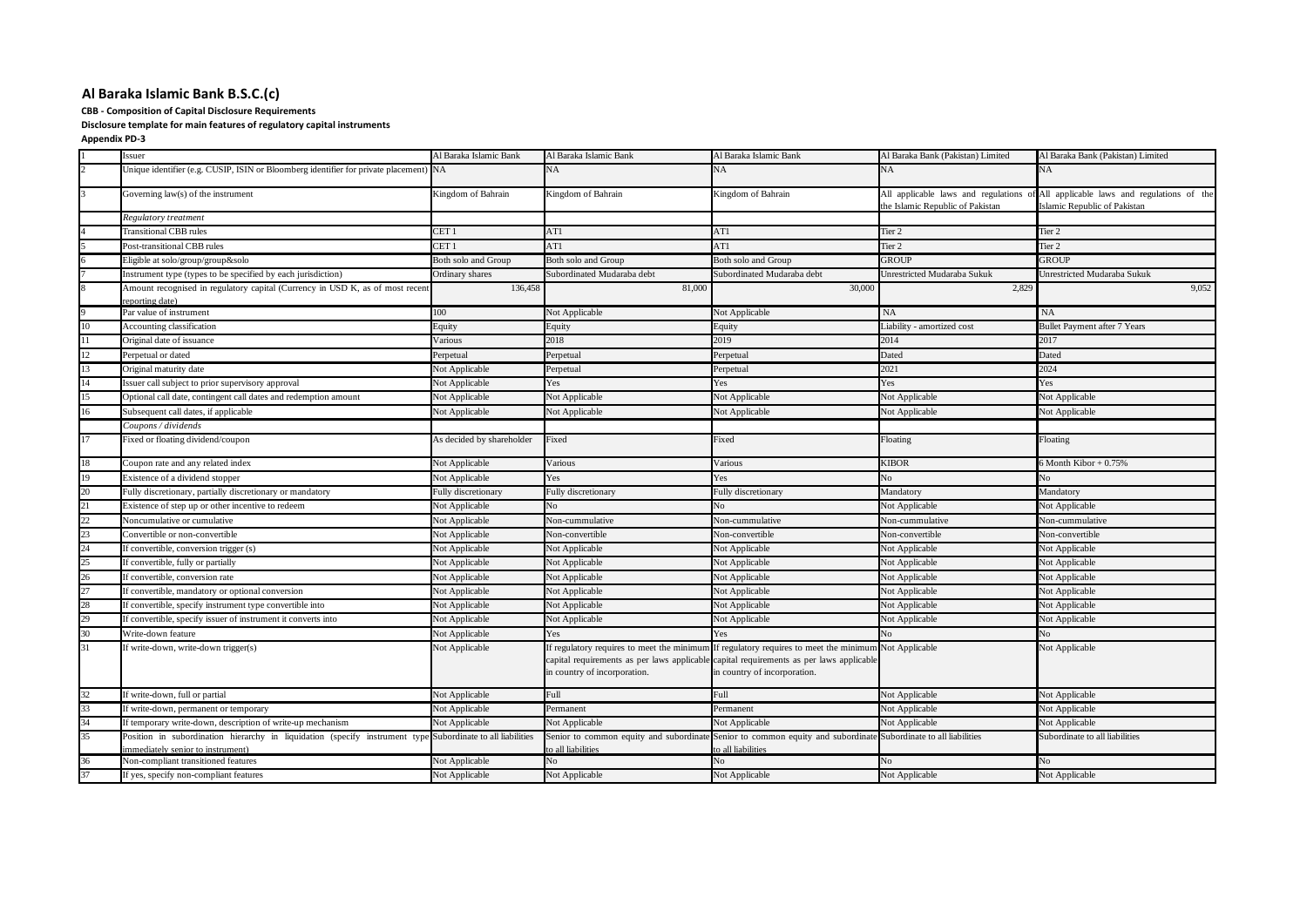## Al Baraka Islamic Bank B.S.C.(c)

**CBB - Composition of Capital Disclosure Requirements**

**Disclosure template for main features of regulatory capital instruments**

**Appendix PD-3**

| | | | | | | |
|---|---|---|---|---|---|---|
| 1 | Issuer | Al Baraka Islamic Bank | Al Baraka Islamic Bank | Al Baraka Islamic Bank | Al Baraka Bank (Pakistan) Limited | Al Baraka Bank (Pakistan) Limited |
| 2 | Unique identifier (e.g. CUSIP, ISIN or Bloomberg identifier for private placement) | NA | NA | NA | NA | NA |
| 3 | Governing law(s) of the instrument | Kingdom of Bahrain | Kingdom of Bahrain | Kingdom of Bahrain | All applicable laws and regulations of the Islamic Republic of Pakistan | All applicable laws and regulations of the Islamic Republic of Pakistan |
| | *Regulatory treatment* | | | | | |
| 4 | Transitional CBB rules | CET 1 | AT1 | AT1 | Tier 2 | Tier 2 |
| 5 | Post-transitional CBB rules | CET 1 | AT1 | AT1 | Tier 2 | Tier 2 |
| 6 | Eligible at solo/group/group&solo | Both solo and Group | Both solo and Group | Both solo and Group | GROUP | GROUP |
| 7 | Instrument type (types to be specified by each jurisdiction) | Ordinary shares | Subordinated Mudaraba debt | Subordinated Mudaraba debt | Unrestricted Mudaraba Sukuk | Unrestricted Mudaraba Sukuk |
| 8 | Amount recognised in regulatory capital (Currency in USD K, as of most recent reporting date) | 136,458 | 81,000 | 30,000 | 2,829 | 9,052 |
| 9 | Par value of instrument | 100 | Not Applicable | Not Applicable | NA | NA |
| 10 | Accounting classification | Equity | Equity | Equity | Liability - amortized cost | Bullet Payment after 7 Years |
| 11 | Original date of issuance | Various | 2018 | 2019 | 2014 | 2017 |
| 12 | Perpetual or dated | Perpetual | Perpetual | Perpetual | Dated | Dated |
| 13 | Original maturity date | Not Applicable | Perpetual | Perpetual | 2021 | 2024 |
| 14 | Issuer call subject to prior supervisory approval | Not Applicable | Yes | Yes | Yes | Yes |
| 15 | Optional call date, contingent call dates and redemption amount | Not Applicable | Not Applicable | Not Applicable | Not Applicable | Not Applicable |
| 16 | Subsequent call dates, if applicable | Not Applicable | Not Applicable | Not Applicable | Not Applicable | Not Applicable |
| | *Coupons / dividends* | | | | | |
| 17 | Fixed or floating dividend/coupon | As decided by shareholder | Fixed | Fixed | Floating | Floating |
| 18 | Coupon rate and any related index | Not Applicable | Various | Various | KIBOR | 6 Month Kibor + 0.75% |
| 19 | Existence of a dividend stopper | Not Applicable | Yes | Yes | No | No |
| 20 | Fully discretionary, partially discretionary or mandatory | Fully discretionary | Fully discretionary | Fully discretionary | Mandatory | Mandatory |
| 21 | Existence of step up or other incentive to redeem | Not Applicable | No | No | Not Applicable | Not Applicable |
| 22 | Noncumulative or cumulative | Not Applicable | Non-cummulative | Non-cummulative | Non-cummulative | Non-cummulative |
| 23 | Convertible or non-convertible | Not Applicable | Non-convertible | Non-convertible | Non-convertible | Non-convertible |
| 24 | If convertible, conversion trigger (s) | Not Applicable | Not Applicable | Not Applicable | Not Applicable | Not Applicable |
| 25 | If convertible, fully or partially | Not Applicable | Not Applicable | Not Applicable | Not Applicable | Not Applicable |
| 26 | If convertible, conversion rate | Not Applicable | Not Applicable | Not Applicable | Not Applicable | Not Applicable |
| 27 | If convertible, mandatory or optional conversion | Not Applicable | Not Applicable | Not Applicable | Not Applicable | Not Applicable |
| 28 | If convertible, specify instrument type convertible into | Not Applicable | Not Applicable | Not Applicable | Not Applicable | Not Applicable |
| 29 | If convertible, specify issuer of instrument it converts into | Not Applicable | Not Applicable | Not Applicable | Not Applicable | Not Applicable |
| 30 | Write-down feature | Not Applicable | Yes | Yes | No | No |
| 31 | If write-down, write-down trigger(s) | Not Applicable | If regulatory requires to meet the minimum capital requirements as per laws applicable in country of incorporation. | If regulatory requires to meet the minimum capital requirements as per laws applicable in country of incorporation. | Not Applicable | Not Applicable |
| 32 | If write-down, full or partial | Not Applicable | Full | Full | Not Applicable | Not Applicable |
| 33 | If write-down, permanent or temporary | Not Applicable | Permanent | Permanent | Not Applicable | Not Applicable |
| 34 | If temporary write-down, description of write-up mechanism | Not Applicable | Not Applicable | Not Applicable | Not Applicable | Not Applicable |
| 35 | Position in subordination hierarchy in liquidation (specify instrument type immediately senior to instrument) | Subordinate to all liabilities | Senior to common equity and subordinate to all liabilities | Senior to common equity and subordinate to all liabilities | Subordinate to all liabilities | Subordinate to all liabilities |
| 36 | Non-compliant transitioned features | Not Applicable | No | No | No | No |
| 37 | If yes, specify non-compliant features | Not Applicable | Not Applicable | Not Applicable | Not Applicable | Not Applicable |